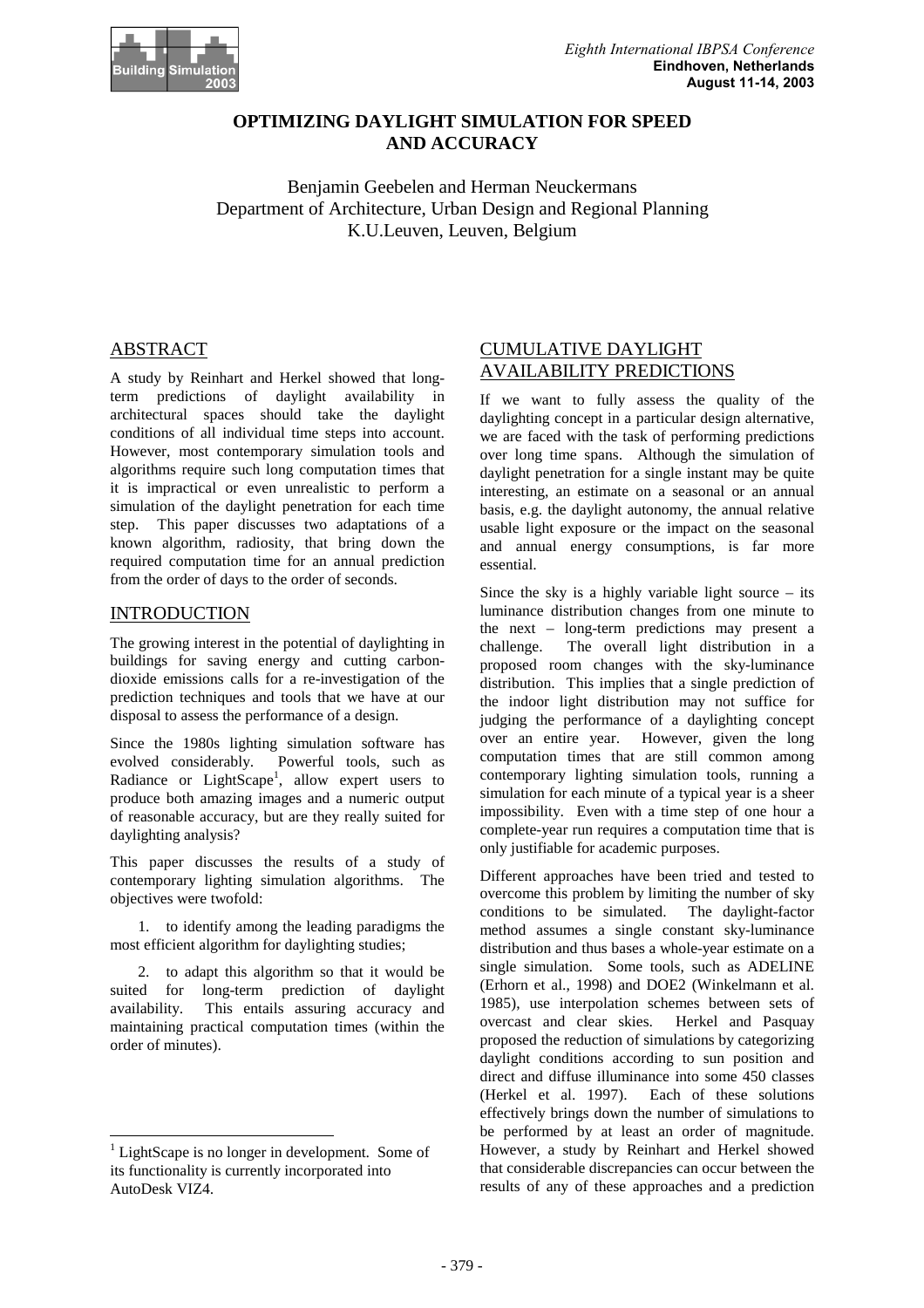# OPTIMIZING DAYLIGHT SIMULATION FOR SPEED AND ACCURACY

Benjamin Geebelen and Herman Neuckermans
Department of Architecture, Urban Design and Regional Planning
K.U.Leuven, Leuven, Belgium

## ABSTRACT

A study by Reinhart and Herkel showed that long-term predictions of daylight availability in architectural spaces should take the daylight conditions of all individual time steps into account. However, most contemporary simulation tools and algorithms require such long computation times that it is impractical or even unrealistic to perform a simulation of the daylight penetration for each time step. This paper discusses two adaptations of a known algorithm, radiosity, that bring down the required computation time for an annual prediction from the order of days to the order of seconds.

## INTRODUCTION

The growing interest in the potential of daylighting in buildings for saving energy and cutting carbon-dioxide emissions calls for a re-investigation of the prediction techniques and tools that we have at our disposal to assess the performance of a design.

Since the 1980s lighting simulation software has evolved considerably. Powerful tools, such as Radiance or LightScape[1], allow expert users to produce both amazing images and a numeric output of reasonable accuracy, but are they really suited for daylighting analysis?

This paper discusses the results of a study of contemporary lighting simulation algorithms. The objectives were twofold:

1. to identify among the leading paradigms the most efficient algorithm for daylighting studies;
2. to adapt this algorithm so that it would be suited for long-term prediction of daylight availability. This entails assuring accuracy and maintaining practical computation times (within the order of minutes).

[1] LightScape is no longer in development. Some of its functionality is currently incorporated into AutoDesk VIZ4.

## CUMULATIVE DAYLIGHT AVAILABILITY PREDICTIONS

If we want to fully assess the quality of the daylighting concept in a particular design alternative, we are faced with the task of performing predictions over long time spans. Although the simulation of daylight penetration for a single instant may be quite interesting, an estimate on a seasonal or an annual basis, e.g. the daylight autonomy, the annual relative usable light exposure or the impact on the seasonal and annual energy consumptions, is far more essential.

Since the sky is a highly variable light source – its luminance distribution changes from one minute to the next – long-term predictions may present a challenge. The overall light distribution in a proposed room changes with the sky-luminance distribution. This implies that a single prediction of the indoor light distribution may not suffice for judging the performance of a daylighting concept over an entire year. However, given the long computation times that are still common among contemporary lighting simulation tools, running a simulation for each minute of a typical year is a sheer impossibility. Even with a time step of one hour a complete-year run requires a computation time that is only justifiable for academic purposes.

Different approaches have been tried and tested to overcome this problem by limiting the number of sky conditions to be simulated. The daylight-factor method assumes a single constant sky-luminance distribution and thus bases a whole-year estimate on a single simulation. Some tools, such as ADELINE (Erhorn et al., 1998) and DOE2 (Winkelmann et al. 1985), use interpolation schemes between sets of overcast and clear skies. Herkel and Pasquay proposed the reduction of simulations by categorizing daylight conditions according to sun position and direct and diffuse illuminance into some 450 classes (Herkel et al. 1997). Each of these solutions effectively brings down the number of simulations to be performed by at least an order of magnitude. However, a study by Reinhart and Herkel showed that considerable discrepancies can occur between the results of any of these approaches and a prediction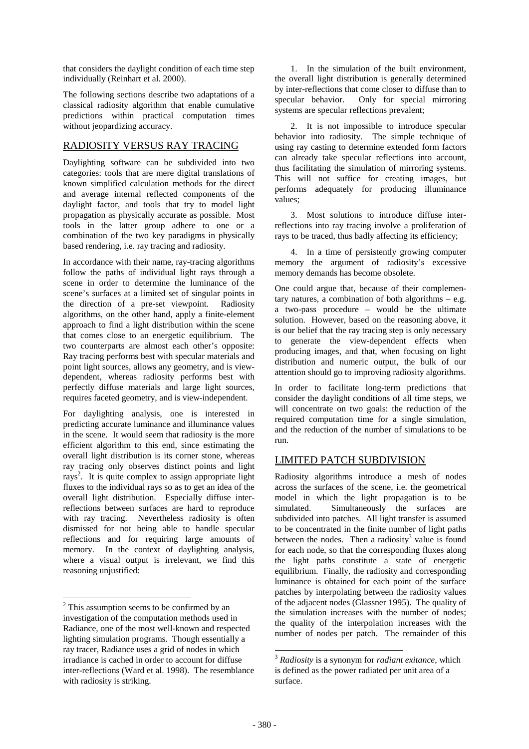that considers the daylight condition of each time step individually (Reinhart et al. 2000).

The following sections describe two adaptations of a classical radiosity algorithm that enable cumulative predictions within practical computation times without jeopardizing accuracy.

## RADIOSITY VERSUS RAY TRACING

Daylighting software can be subdivided into two categories: tools that are mere digital translations of known simplified calculation methods for the direct and average internal reflected components of the daylight factor, and tools that try to model light propagation as physically accurate as possible. Most tools in the latter group adhere to one or a combination of the two key paradigms in physically based rendering, i.e. ray tracing and radiosity.

In accordance with their name, ray-tracing algorithms follow the paths of individual light rays through a scene in order to determine the luminance of the scene's surfaces at a limited set of singular points in the direction of a pre-set viewpoint. Radiosity algorithms, on the other hand, apply a finite-element approach to find a light distribution within the scene that comes close to an energetic equilibrium. The two counterparts are almost each other's opposite: Ray tracing performs best with specular materials and point light sources, allows any geometry, and is view-dependent, whereas radiosity performs best with perfectly diffuse materials and large light sources, requires faceted geometry, and is view-independent.

For daylighting analysis, one is interested in predicting accurate luminance and illuminance values in the scene. It would seem that radiosity is the more efficient algorithm to this end, since estimating the overall light distribution is its corner stone, whereas ray tracing only observes distinct points and light rays[2]. It is quite complex to assign appropriate light fluxes to the individual rays so as to get an idea of the overall light distribution. Especially diffuse inter-reflections between surfaces are hard to reproduce with ray tracing. Nevertheless radiosity is often dismissed for not being able to handle specular reflections and for requiring large amounts of memory. In the context of daylighting analysis, where a visual output is irrelevant, we find this reasoning unjustified:

1. In the simulation of the built environment, the overall light distribution is generally determined by inter-reflections that come closer to diffuse than to specular behavior. Only for special mirroring systems are specular reflections prevalent;

2. It is not impossible to introduce specular behavior into radiosity. The simple technique of using ray casting to determine extended form factors can already take specular reflections into account, thus facilitating the simulation of mirroring systems. This will not suffice for creating images, but performs adequately for producing illuminance values;

3. Most solutions to introduce diffuse inter-reflections into ray tracing involve a proliferation of rays to be traced, thus badly affecting its efficiency;

4. In a time of persistently growing computer memory the argument of radiosity's excessive memory demands has become obsolete.

One could argue that, because of their complementary natures, a combination of both algorithms – e.g. a two-pass procedure – would be the ultimate solution. However, based on the reasoning above, it is our belief that the ray tracing step is only necessary to generate the view-dependent effects when producing images, and that, when focusing on light distribution and numeric output, the bulk of our attention should go to improving radiosity algorithms.

In order to facilitate long-term predictions that consider the daylight conditions of all time steps, we will concentrate on two goals: the reduction of the required computation time for a single simulation, and the reduction of the number of simulations to be run.

## LIMITED PATCH SUBDIVISION

Radiosity algorithms introduce a mesh of nodes across the surfaces of the scene, i.e. the geometrical model in which the light propagation is to be simulated. Simultaneously the surfaces are subdivided into patches. All light transfer is assumed to be concentrated in the finite number of light paths between the nodes. Then a radiosity[3] value is found for each node, so that the corresponding fluxes along the light paths constitute a state of energetic equilibrium. Finally, the radiosity and corresponding luminance is obtained for each point of the surface patches by interpolating between the radiosity values of the adjacent nodes (Glassner 1995). The quality of the simulation increases with the number of nodes; the quality of the interpolation increases with the number of nodes per patch. The remainder of this

---

[2] This assumption seems to be confirmed by an investigation of the computation methods used in Radiance, one of the most well-known and respected lighting simulation programs. Though essentially a ray tracer, Radiance uses a grid of nodes in which irradiance is cached in order to account for diffuse inter-reflections (Ward et al. 1998). The resemblance with radiosity is striking.

[3] *Radiosity* is a synonym for *radiant exitance*, which is defined as the power radiated per unit area of a surface.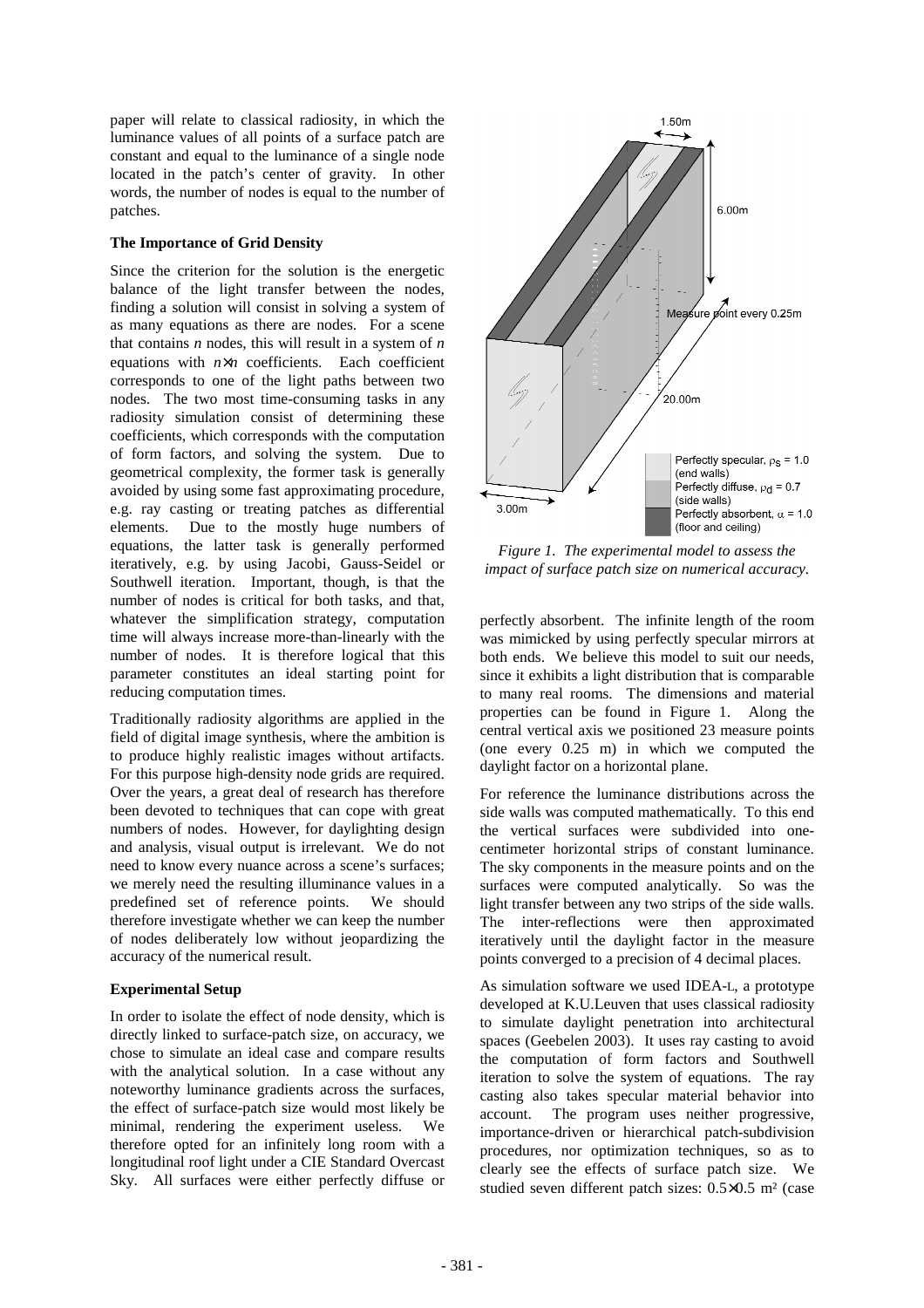paper will relate to classical radiosity, in which the luminance values of all points of a surface patch are constant and equal to the luminance of a single node located in the patch's center of gravity. In other words, the number of nodes is equal to the number of patches.

**The Importance of Grid Density**

Since the criterion for the solution is the energetic balance of the light transfer between the nodes, finding a solution will consist in solving a system of as many equations as there are nodes. For a scene that contains $n$ nodes, this will result in a system of $n$ equations with $n \times n$ coefficients. Each coefficient corresponds to one of the light paths between two nodes. The two most time-consuming tasks in any radiosity simulation consist of determining these coefficients, which corresponds with the computation of form factors, and solving the system. Due to geometrical complexity, the former task is generally avoided by using some fast approximating procedure, e.g. ray casting or treating patches as differential elements. Due to the mostly huge numbers of equations, the latter task is generally performed iteratively, e.g. by using Jacobi, Gauss-Seidel or Southwell iteration. Important, though, is that the number of nodes is critical for both tasks, and that, whatever the simplification strategy, computation time will always increase more-than-linearly with the number of nodes. It is therefore logical that this parameter constitutes an ideal starting point for reducing computation times.

Traditionally radiosity algorithms are applied in the field of digital image synthesis, where the ambition is to produce highly realistic images without artifacts. For this purpose high-density node grids are required. Over the years, a great deal of research has therefore been devoted to techniques that can cope with great numbers of nodes. However, for daylighting design and analysis, visual output is irrelevant. We do not need to know every nuance across a scene's surfaces; we merely need the resulting illuminance values in a predefined set of reference points. We should therefore investigate whether we can keep the number of nodes deliberately low without jeopardizing the accuracy of the numerical result.

**Experimental Setup**

In order to isolate the effect of node density, which is directly linked to surface-patch size, on accuracy, we chose to simulate an ideal case and compare results with the analytical solution. In a case without any noteworthy luminance gradients across the surfaces, the effect of surface-patch size would most likely be minimal, rendering the experiment useless. We therefore opted for an infinitely long room with a longitudinal roof light under a CIE Standard Overcast Sky. All surfaces were either perfectly diffuse or perfectly absorbent. The infinite length of the room was mimicked by using perfectly specular mirrors at both ends. We believe this model to suit our needs, since it exhibits a light distribution that is comparable to many real rooms. The dimensions and material properties can be found in Figure 1. Along the central vertical axis we positioned 23 measure points (one every 0.25 m) in which we computed the daylight factor on a horizontal plane.

1.50m; 6.00m; Measure point every 0.25m; 20.00m; 3.00m; Perfectly specular, $\rho_S = 1.0$ (end walls); Perfectly diffuse, $\rho_d = 0.7$ (side walls); Perfectly absorbent, $\alpha = 1.0$ (floor and ceiling)

*Figure 1. The experimental model to assess the impact of surface patch size on numerical accuracy.*

For reference the luminance distributions across the side walls was computed mathematically. To this end the vertical surfaces were subdivided into one-centimeter horizontal strips of constant luminance. The sky components in the measure points and on the surfaces were computed analytically. So was the light transfer between any two strips of the side walls. The inter-reflections were then approximated iteratively until the daylight factor in the measure points converged to a precision of 4 decimal places.

As simulation software we used IDEA-L, a prototype developed at K.U.Leuven that uses classical radiosity to simulate daylight penetration into architectural spaces (Geebelen 2003). It uses ray casting to avoid the computation of form factors and Southwell iteration to solve the system of equations. The ray casting also takes specular material behavior into account. The program uses neither progressive, importance-driven or hierarchical patch-subdivision procedures, nor optimization techniques, so as to clearly see the effects of surface patch size. We studied seven different patch sizes: $0.5 \times 0.5$ m² (case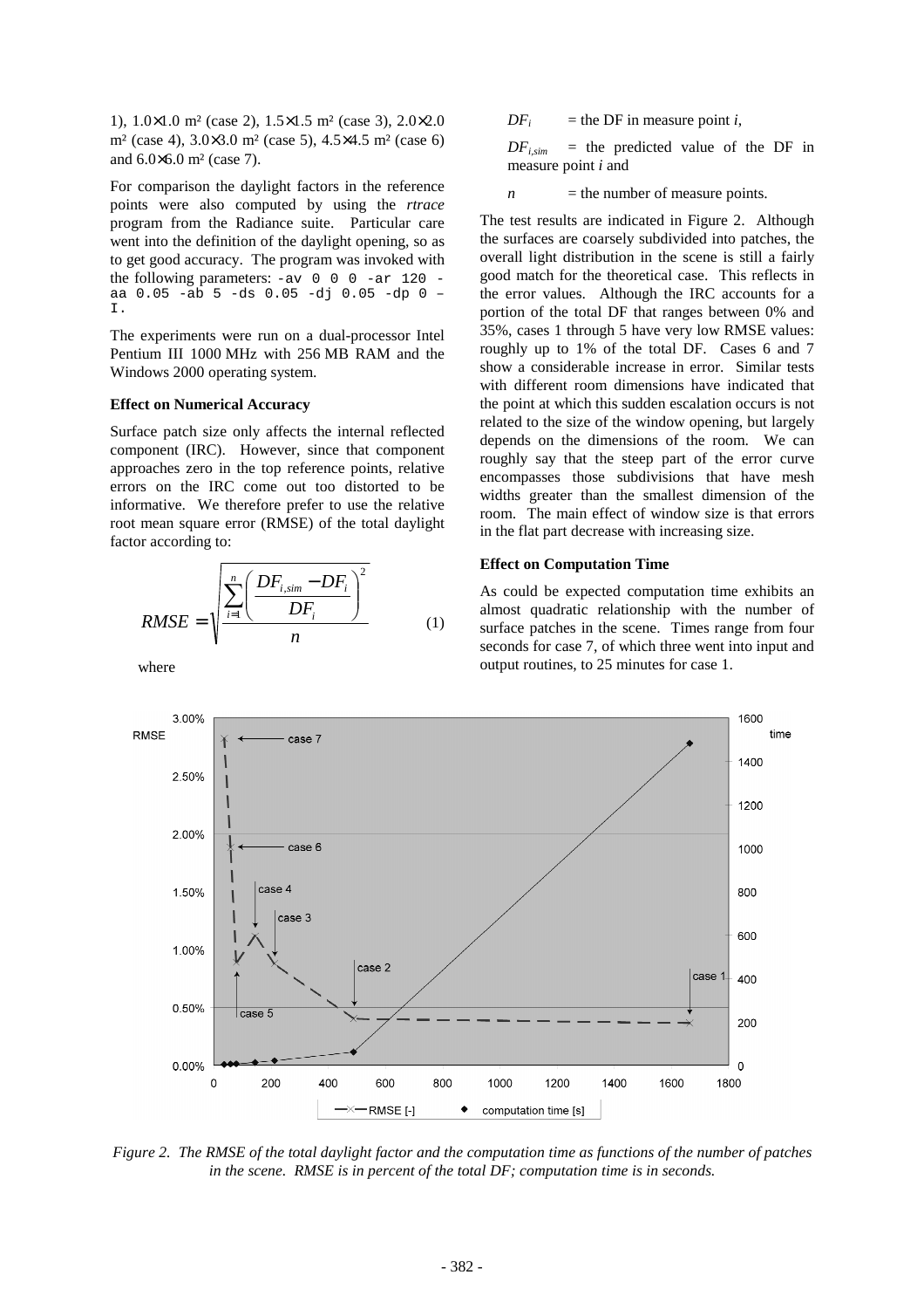1), 1.0×1.0 m² (case 2), 1.5×1.5 m² (case 3), 2.0×2.0 m² (case 4), 3.0×3.0 m² (case 5), 4.5×4.5 m² (case 6) and 6.0×6.0 m² (case 7).

For comparison the daylight factors in the reference points were also computed by using the *rtrace* program from the Radiance suite. Particular care went into the definition of the daylight opening, so as to get good accuracy. The program was invoked with the following parameters: `-av 0 0 0 -ar 120 -aa 0.05 -ab 5 -ds 0.05 -dj 0.05 -dp 0 –I`.

The experiments were run on a dual-processor Intel Pentium III 1000 MHz with 256 MB RAM and the Windows 2000 operating system.

### Effect on Numerical Accuracy

Surface patch size only affects the internal reflected component (IRC). However, since that component approaches zero in the top reference points, relative errors on the IRC come out too distorted to be informative. We therefore prefer to use the relative root mean square error (RMSE) of the total daylight factor according to:

$$RMSE = \sqrt{\frac{\sum_{i=1}^{n}\left(\frac{DF_{i,sim} - DF_i}{DF_i}\right)^2}{n}} \qquad (1)$$

where

$DF_i$ = the DF in measure point $i$,

$DF_{i,sim}$ = the predicted value of the DF in measure point $i$ and

$n$ = the number of measure points.

The test results are indicated in Figure 2. Although the surfaces are coarsely subdivided into patches, the overall light distribution in the scene is still a fairly good match for the theoretical case. This reflects in the error values. Although the IRC accounts for a portion of the total DF that ranges between 0% and 35%, cases 1 through 5 have very low RMSE values: roughly up to 1% of the total DF. Cases 6 and 7 show a considerable increase in error. Similar tests with different room dimensions have indicated that the point at which this sudden escalation occurs is not related to the size of the window opening, but largely depends on the dimensions of the room. We can roughly say that the steep part of the error curve encompasses those subdivisions that have mesh widths greater than the smallest dimension of the room. The main effect of window size is that errors in the flat part decrease with increasing size.

### Effect on Computation Time

As could be expected computation time exhibits an almost quadratic relationship with the number of surface patches in the scene. Times range from four seconds for case 7, of which three went into input and output routines, to 25 minutes for case 1.

*Figure 2. The RMSE of the total daylight factor and the computation time as functions of the number of patches in the scene. RMSE is in percent of the total DF; computation time is in seconds.*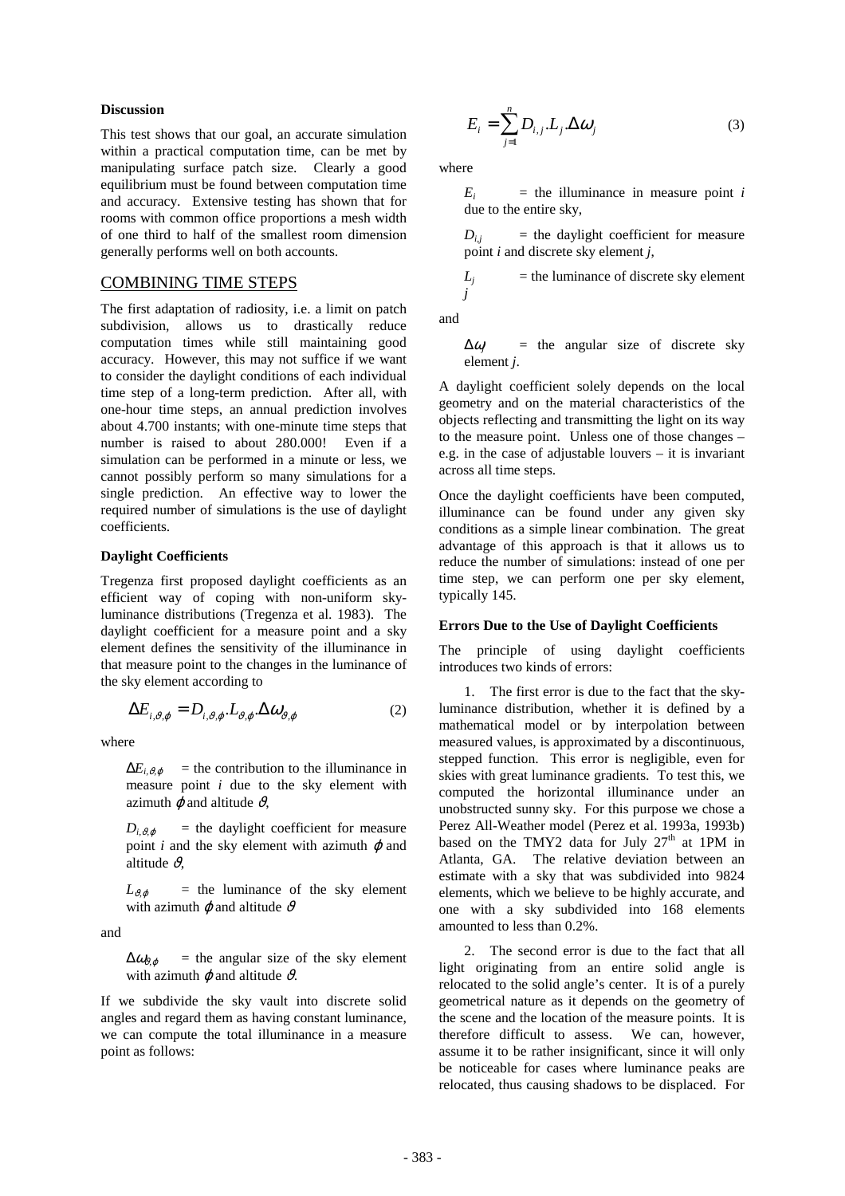**Discussion**

This test shows that our goal, an accurate simulation within a practical computation time, can be met by manipulating surface patch size. Clearly a good equilibrium must be found between computation time and accuracy. Extensive testing has shown that for rooms with common office proportions a mesh width of one third to half of the smallest room dimension generally performs well on both accounts.

## COMBINING TIME STEPS

The first adaptation of radiosity, i.e. a limit on patch subdivision, allows us to drastically reduce computation times while still maintaining good accuracy. However, this may not suffice if we want to consider the daylight conditions of each individual time step of a long-term prediction. After all, with one-hour time steps, an annual prediction involves about 4.700 instants; with one-minute time steps that number is raised to about 280.000! Even if a simulation can be performed in a minute or less, we cannot possibly perform so many simulations for a single prediction. An effective way to lower the required number of simulations is the use of daylight coefficients.

**Daylight Coefficients**

Tregenza first proposed daylight coefficients as an efficient way of coping with non-uniform sky-luminance distributions (Tregenza et al. 1983). The daylight coefficient for a measure point and a sky element defines the sensitivity of the illuminance in that measure point to the changes in the luminance of the sky element according to

$$\Delta E_{i,\vartheta,\varphi} = D_{i,\vartheta,\varphi}.L_{\vartheta,\varphi}.\Delta\omega_{\vartheta,\varphi} \tag{2}$$

where

$\Delta E_{i,\vartheta,\varphi}$ = the contribution to the illuminance in measure point $i$ due to the sky element with azimuth $\varphi$ and altitude $\vartheta$,

$D_{i,\vartheta,\varphi}$ = the daylight coefficient for measure point $i$ and the sky element with azimuth $\varphi$ and altitude $\vartheta$,

$L_{\vartheta,\varphi}$ = the luminance of the sky element with azimuth $\varphi$ and altitude $\vartheta$

and

$\Delta\omega_{\vartheta,\varphi}$ = the angular size of the sky element with azimuth $\varphi$ and altitude $\vartheta$.

If we subdivide the sky vault into discrete solid angles and regard them as having constant luminance, we can compute the total illuminance in a measure point as follows:

$$E_i = \sum_{j=1}^{n} D_{i,j}.L_j.\Delta\omega_j \tag{3}$$

where

$E_i$ = the illuminance in measure point $i$ due to the entire sky,

$D_{i,j}$ = the daylight coefficient for measure point $i$ and discrete sky element $j$,

$L_j$ = the luminance of discrete sky element $j$

and

$\Delta\omega_j$ = the angular size of discrete sky element $j$.

A daylight coefficient solely depends on the local geometry and on the material characteristics of the objects reflecting and transmitting the light on its way to the measure point. Unless one of those changes – e.g. in the case of adjustable louvers – it is invariant across all time steps.

Once the daylight coefficients have been computed, illuminance can be found under any given sky conditions as a simple linear combination. The great advantage of this approach is that it allows us to reduce the number of simulations: instead of one per time step, we can perform one per sky element, typically 145.

**Errors Due to the Use of Daylight Coefficients**

The principle of using daylight coefficients introduces two kinds of errors:

1. The first error is due to the fact that the sky-luminance distribution, whether it is defined by a mathematical model or by interpolation between measured values, is approximated by a discontinuous, stepped function. This error is negligible, even for skies with great luminance gradients. To test this, we computed the horizontal illuminance under an unobstructed sunny sky. For this purpose we chose a Perez All-Weather model (Perez et al. 1993a, 1993b) based on the TMY2 data for July 27th at 1PM in Atlanta, GA. The relative deviation between an estimate with a sky that was subdivided into 9824 elements, which we believe to be highly accurate, and one with a sky subdivided into 168 elements amounted to less than 0.2%.

2. The second error is due to the fact that all light originating from an entire solid angle is relocated to the solid angle's center. It is of a purely geometrical nature as it depends on the geometry of the scene and the location of the measure points. It is therefore difficult to assess. We can, however, assume it to be rather insignificant, since it will only be noticeable for cases where luminance peaks are relocated, thus causing shadows to be displaced. For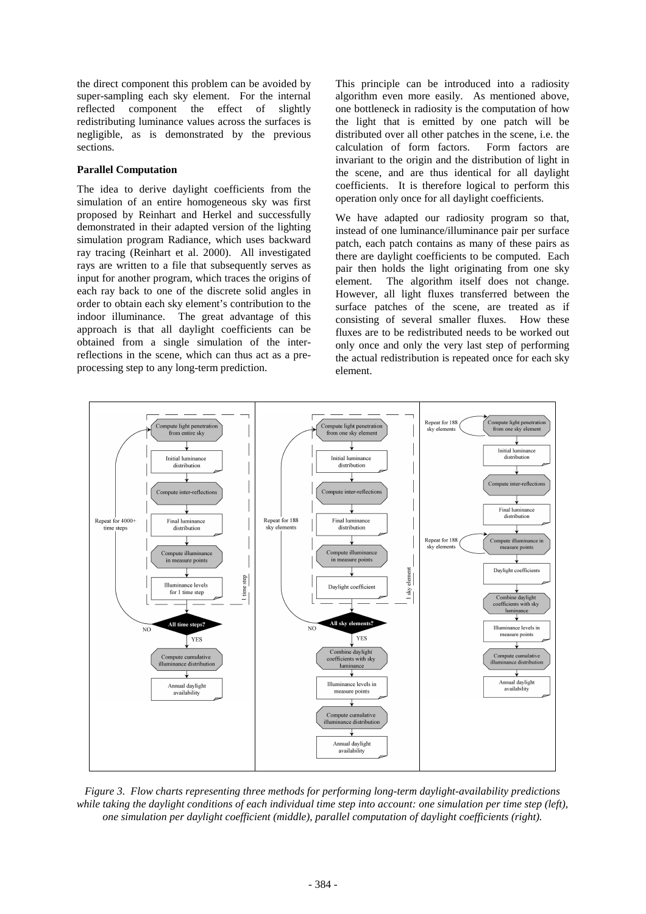the direct component this problem can be avoided by super-sampling each sky element. For the internal reflected component the effect of slightly redistributing luminance values across the surfaces is negligible, as is demonstrated by the previous sections.

**Parallel Computation**

The idea to derive daylight coefficients from the simulation of an entire homogeneous sky was first proposed by Reinhart and Herkel and successfully demonstrated in their adapted version of the lighting simulation program Radiance, which uses backward ray tracing (Reinhart et al. 2000). All investigated rays are written to a file that subsequently serves as input for another program, which traces the origins of each ray back to one of the discrete solid angles in order to obtain each sky element's contribution to the indoor illuminance. The great advantage of this approach is that all daylight coefficients can be obtained from a single simulation of the inter-reflections in the scene, which can thus act as a pre-processing step to any long-term prediction.

This principle can be introduced into a radiosity algorithm even more easily. As mentioned above, one bottleneck in radiosity is the computation of how the light that is emitted by one patch will be distributed over all other patches in the scene, i.e. the calculation of form factors. Form factors are invariant to the origin and the distribution of light in the scene, and are thus identical for all daylight coefficients. It is therefore logical to perform this operation only once for all daylight coefficients.

We have adapted our radiosity program so that, instead of one luminance/illuminance pair per surface patch, each patch contains as many of these pairs as there are daylight coefficients to be computed. Each pair then holds the light originating from one sky element. The algorithm itself does not change. However, all light fluxes transferred between the surface patches of the scene, are treated as if consisting of several smaller fluxes. How these fluxes are to be redistributed needs to be worked out only once and only the very last step of performing the actual redistribution is repeated once for each sky element.

*Figure 3. Flow charts representing three methods for performing long-term daylight-availability predictions while taking the daylight conditions of each individual time step into account: one simulation per time step (left), one simulation per daylight coefficient (middle), parallel computation of daylight coefficients (right).*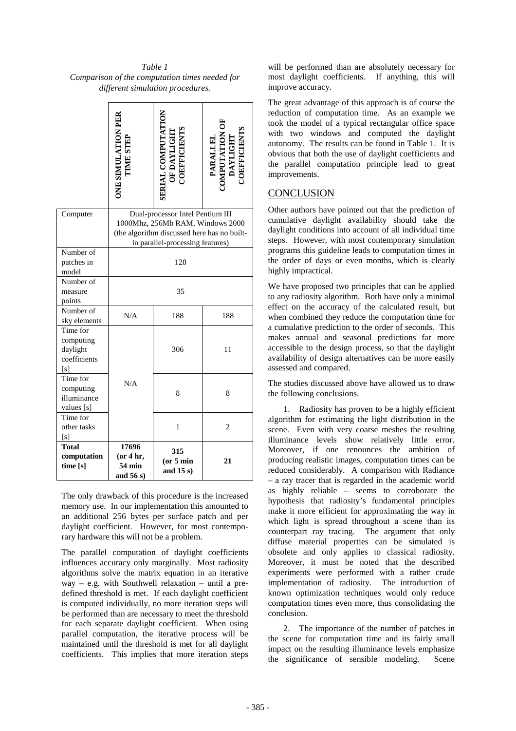*Table 1*
*Comparison of the computation times needed for different simulation procedures.*

| | ONE SIMULATION PER TIME STEP | SERIAL COMPUTATION OF DAYLIGHT COEFFICIENTS | PARALLEL COMPUTATION OF DAYLIGHT COEFFICIENTS |
|---|---|---|---|
| Computer | Dual-processor Intel Pentium III 1000Mhz, 256Mb RAM, Windows 2000 (the algorithm discussed here has no built-in parallel-processing features) | | |
| Number of patches in model | 128 | | |
| Number of measure points | 35 | | |
| Number of sky elements | N/A | 188 | 188 |
| Time for computing daylight coefficients [s] | N/A | 306 | 11 |
| Time for computing illuminance values [s] | | 8 | 8 |
| Time for other tasks [s] | | 1 | 2 |
| **Total computation time [s]** | **17696 (or 4 hr, 54 min and 56 s)** | **315 (or 5 min and 15 s)** | **21** |

The only drawback of this procedure is the increased memory use. In our implementation this amounted to an additional 256 bytes per surface patch and per daylight coefficient. However, for most contemporary hardware this will not be a problem.

The parallel computation of daylight coefficients influences accuracy only marginally. Most radiosity algorithms solve the matrix equation in an iterative way – e.g. with Southwell relaxation – until a predefined threshold is met. If each daylight coefficient is computed individually, no more iteration steps will be performed than are necessary to meet the threshold for each separate daylight coefficient. When using parallel computation, the iterative process will be maintained until the threshold is met for all daylight coefficients. This implies that more iteration steps will be performed than are absolutely necessary for most daylight coefficients. If anything, this will improve accuracy.

The great advantage of this approach is of course the reduction of computation time. As an example we took the model of a typical rectangular office space with two windows and computed the daylight autonomy. The results can be found in Table 1. It is obvious that both the use of daylight coefficients and the parallel computation principle lead to great improvements.

## CONCLUSION

Other authors have pointed out that the prediction of cumulative daylight availability should take the daylight conditions into account of all individual time steps. However, with most contemporary simulation programs this guideline leads to computation times in the order of days or even months, which is clearly highly impractical.

We have proposed two principles that can be applied to any radiosity algorithm. Both have only a minimal effect on the accuracy of the calculated result, but when combined they reduce the computation time for a cumulative prediction to the order of seconds. This makes annual and seasonal predictions far more accessible to the design process, so that the daylight availability of design alternatives can be more easily assessed and compared.

The studies discussed above have allowed us to draw the following conclusions.

1. Radiosity has proven to be a highly efficient algorithm for estimating the light distribution in the scene. Even with very coarse meshes the resulting illuminance levels show relatively little error. Moreover, if one renounces the ambition of producing realistic images, computation times can be reduced considerably. A comparison with Radiance – a ray tracer that is regarded in the academic world as highly reliable – seems to corroborate the hypothesis that radiosity's fundamental principles make it more efficient for approximating the way in which light is spread throughout a scene than its counterpart ray tracing. The argument that only diffuse material properties can be simulated is obsolete and only applies to classical radiosity. Moreover, it must be noted that the described experiments were performed with a rather crude implementation of radiosity. The introduction of known optimization techniques would only reduce computation times even more, thus consolidating the conclusion.

2. The importance of the number of patches in the scene for computation time and its fairly small impact on the resulting illuminance levels emphasize the significance of sensible modeling. Scene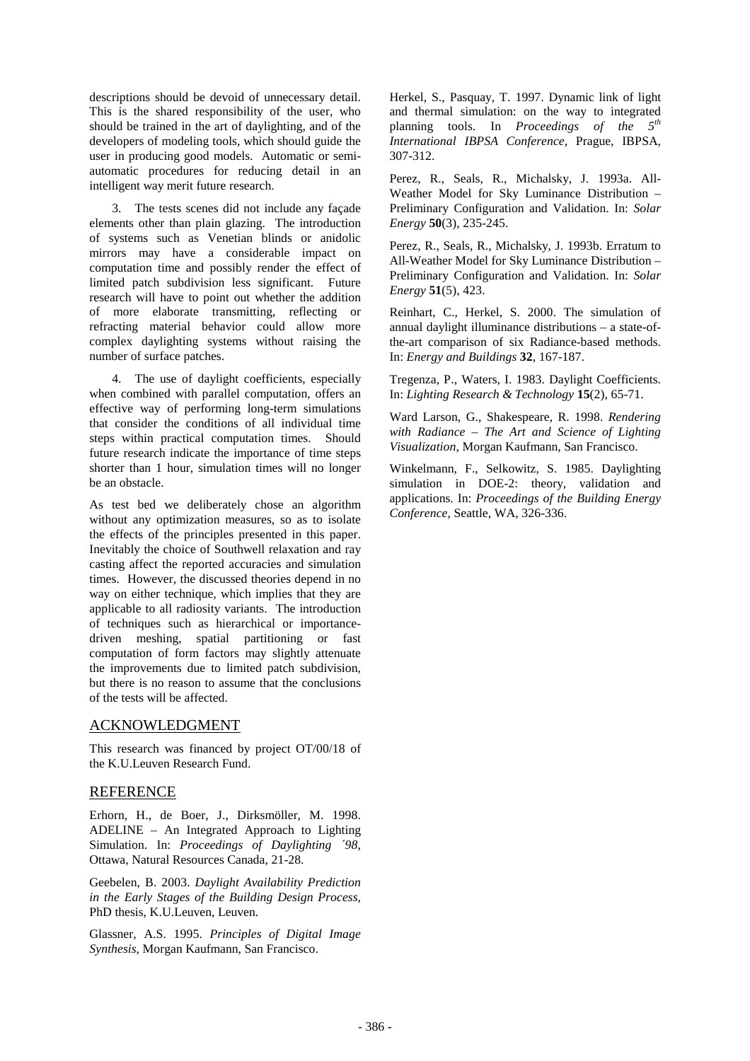descriptions should be devoid of unnecessary detail. This is the shared responsibility of the user, who should be trained in the art of daylighting, and of the developers of modeling tools, which should guide the user in producing good models. Automatic or semi-automatic procedures for reducing detail in an intelligent way merit future research.

3. The tests scenes did not include any façade elements other than plain glazing. The introduction of systems such as Venetian blinds or anidolic mirrors may have a considerable impact on computation time and possibly render the effect of limited patch subdivision less significant. Future research will have to point out whether the addition of more elaborate transmitting, reflecting or refracting material behavior could allow more complex daylighting systems without raising the number of surface patches.

4. The use of daylight coefficients, especially when combined with parallel computation, offers an effective way of performing long-term simulations that consider the conditions of all individual time steps within practical computation times. Should future research indicate the importance of time steps shorter than 1 hour, simulation times will no longer be an obstacle.

As test bed we deliberately chose an algorithm without any optimization measures, so as to isolate the effects of the principles presented in this paper. Inevitably the choice of Southwell relaxation and ray casting affect the reported accuracies and simulation times. However, the discussed theories depend in no way on either technique, which implies that they are applicable to all radiosity variants. The introduction of techniques such as hierarchical or importance-driven meshing, spatial partitioning or fast computation of form factors may slightly attenuate the improvements due to limited patch subdivision, but there is no reason to assume that the conclusions of the tests will be affected.

## ACKNOWLEDGMENT

This research was financed by project OT/00/18 of the K.U.Leuven Research Fund.

## REFERENCE

Erhorn, H., de Boer, J., Dirksmöller, M. 1998. ADELINE – An Integrated Approach to Lighting Simulation. In: *Proceedings of Daylighting ´98*, Ottawa, Natural Resources Canada, 21-28.

Geebelen, B. 2003. *Daylight Availability Prediction in the Early Stages of the Building Design Process*, PhD thesis, K.U.Leuven, Leuven.

Glassner, A.S. 1995. *Principles of Digital Image Synthesis*, Morgan Kaufmann, San Francisco.

Herkel, S., Pasquay, T. 1997. Dynamic link of light and thermal simulation: on the way to integrated planning tools. In *Proceedings of the 5th International IBPSA Conference*, Prague, IBPSA, 307-312.

Perez, R., Seals, R., Michalsky, J. 1993a. All-Weather Model for Sky Luminance Distribution – Preliminary Configuration and Validation. In: *Solar Energy* **50**(3), 235-245.

Perez, R., Seals, R., Michalsky, J. 1993b. Erratum to All-Weather Model for Sky Luminance Distribution – Preliminary Configuration and Validation. In: *Solar Energy* **51**(5), 423.

Reinhart, C., Herkel, S. 2000. The simulation of annual daylight illuminance distributions – a state-of-the-art comparison of six Radiance-based methods. In: *Energy and Buildings* **32**, 167-187.

Tregenza, P., Waters, I. 1983. Daylight Coefficients. In: *Lighting Research & Technology* **15**(2), 65-71.

Ward Larson, G., Shakespeare, R. 1998. *Rendering with Radiance – The Art and Science of Lighting Visualization*, Morgan Kaufmann, San Francisco.

Winkelmann, F., Selkowitz, S. 1985. Daylighting simulation in DOE-2: theory, validation and applications. In: *Proceedings of the Building Energy Conference*, Seattle, WA, 326-336.